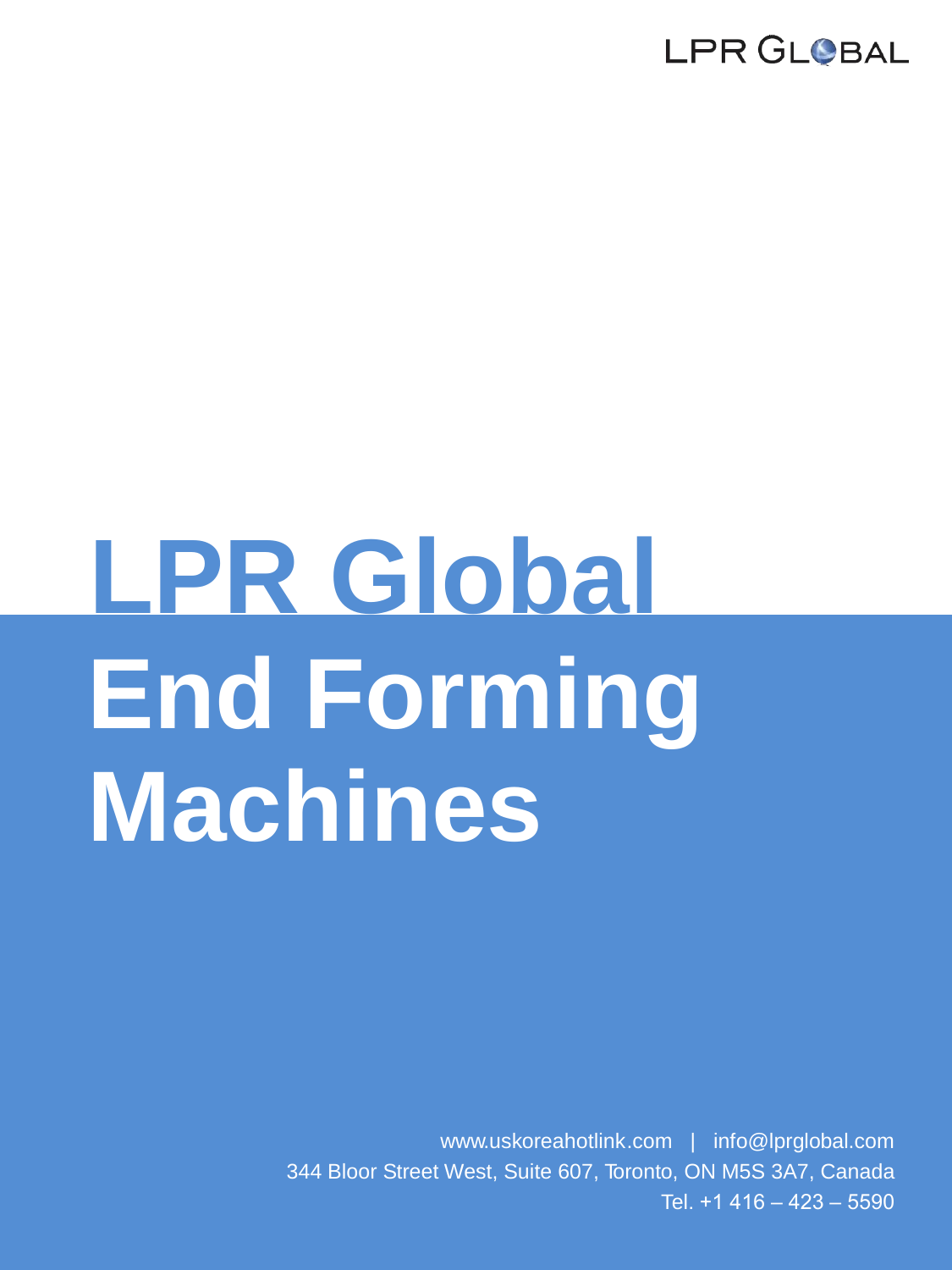LPR GLOBAL

# LPR Global End Forming Machines

www.uskoreahotlink.com | info@lprglobal.com

344 Bloor Street West, Suite 607, Toronto, ON M5S 3A7, Canada

Tel. +1 416 – 423 – 5590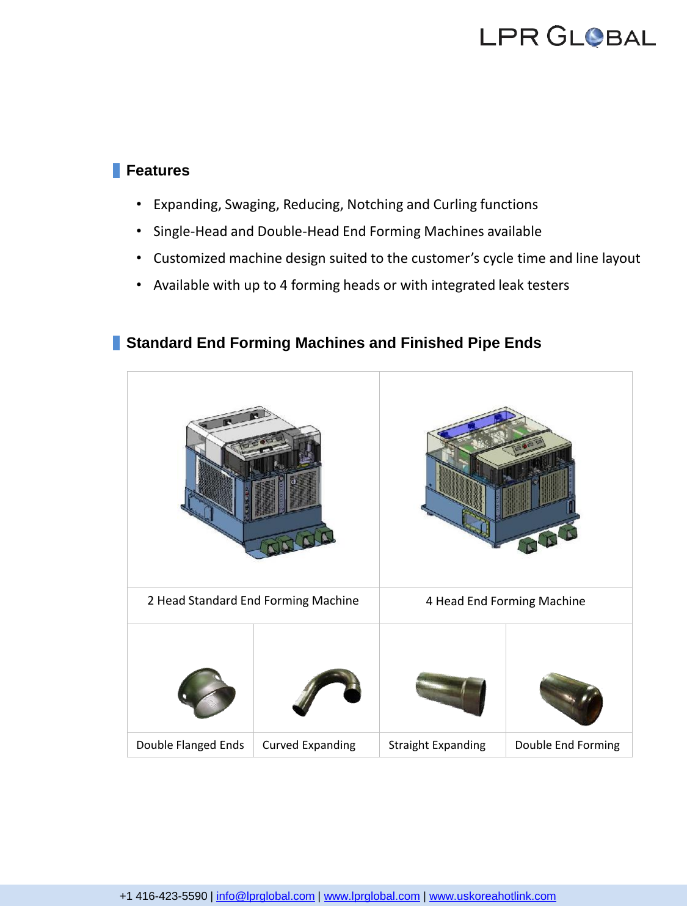## Features

- Expanding, Swaging, Reducing, Notching and Curling functions
- Single-Head and Double-Head End Forming Machines available
- Customized machine design suited to the customer's cycle time and line layout
- Available with up to 4 forming heads or with integrated leak testers

## Standard End Forming Machines and Finished Pipe Ends

| 2 Head Standard End Forming Machine | | 4 Head End Forming Machine | |
|---|---|---|---|
| Double Flanged Ends | Curved Expanding | Straight Expanding | Double End Forming |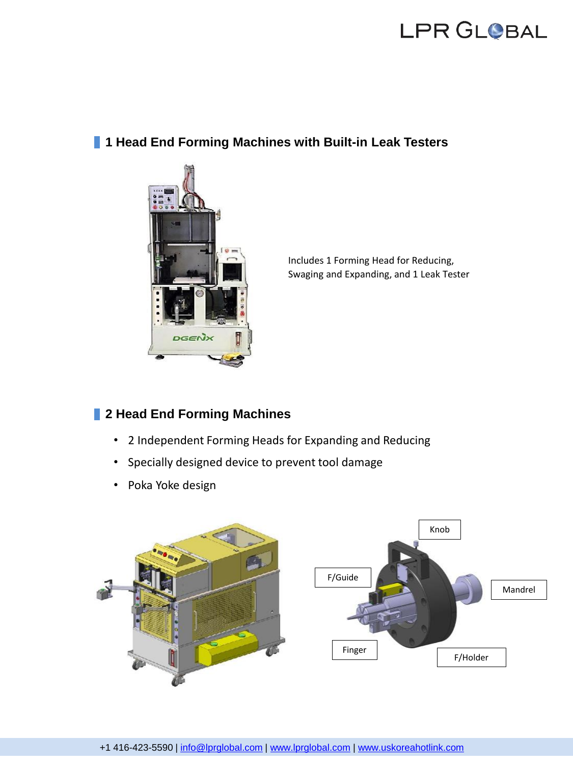## 1 Head End Forming Machines with Built-in Leak Testers

Includes 1 Forming Head for Reducing, Swaging and Expanding, and 1 Leak Tester

## 2 Head End Forming Machines

- 2 Independent Forming Heads for Expanding and Reducing
- Specially designed device to prevent tool damage
- Poka Yoke design

Knob

F/Guide

Mandrel

Finger

F/Holder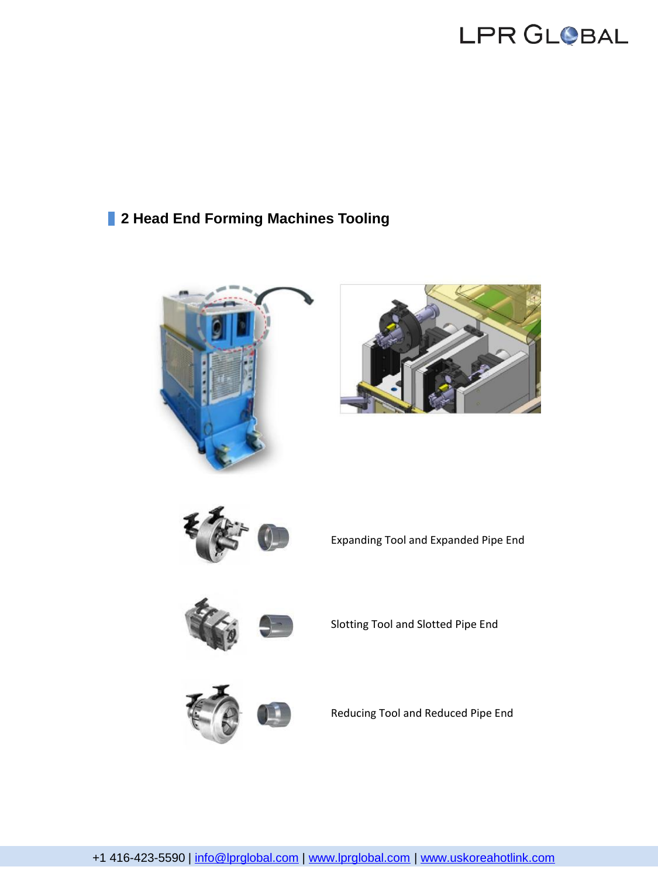## 2 Head End Forming Machines Tooling

Expanding Tool and Expanded Pipe End

Slotting Tool and Slotted Pipe End

Reducing Tool and Reduced Pipe End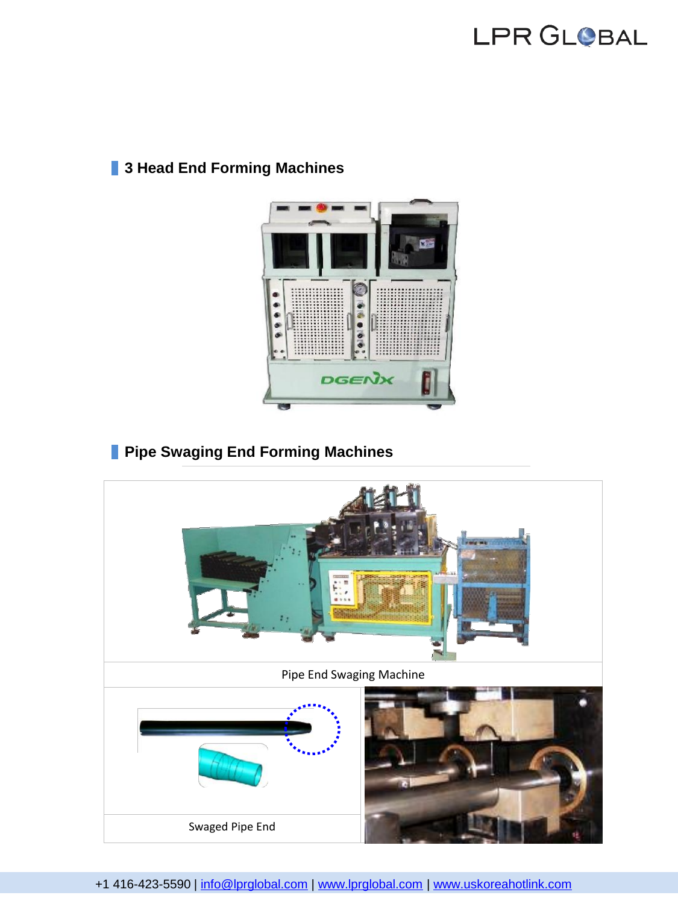## 3 Head End Forming Machines

## Pipe Swaging End Forming Machines

Pipe End Swaging Machine

Swaged Pipe End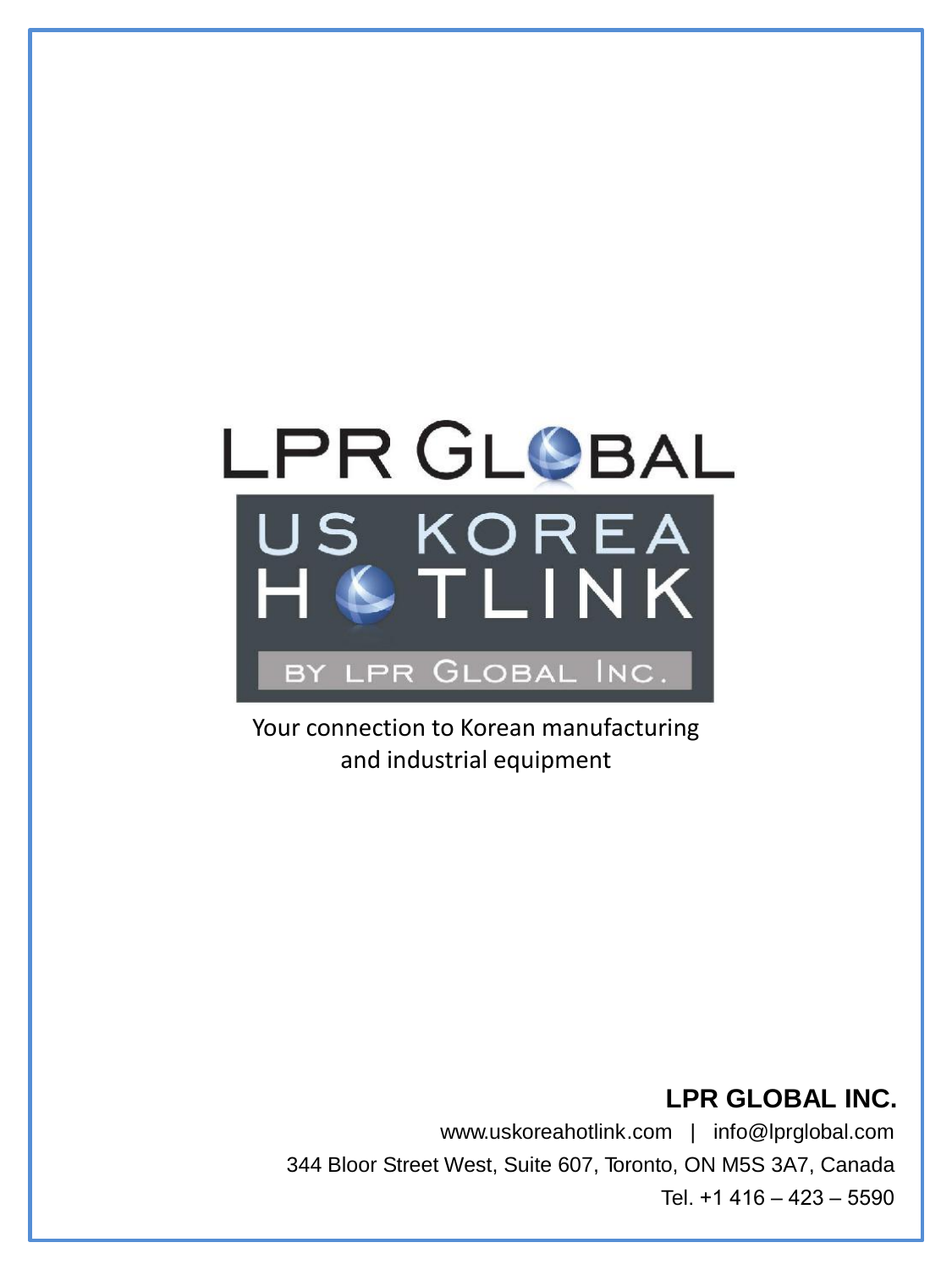LPR GLOBAL

US KOREA HOTLINK

BY LPR GLOBAL INC.

Your connection to Korean manufacturing and industrial equipment

**LPR GLOBAL INC.**

www.uskoreahotlink.com | info@lprglobal.com

344 Bloor Street West, Suite 607, Toronto, ON M5S 3A7, Canada

Tel. +1 416 – 423 – 5590